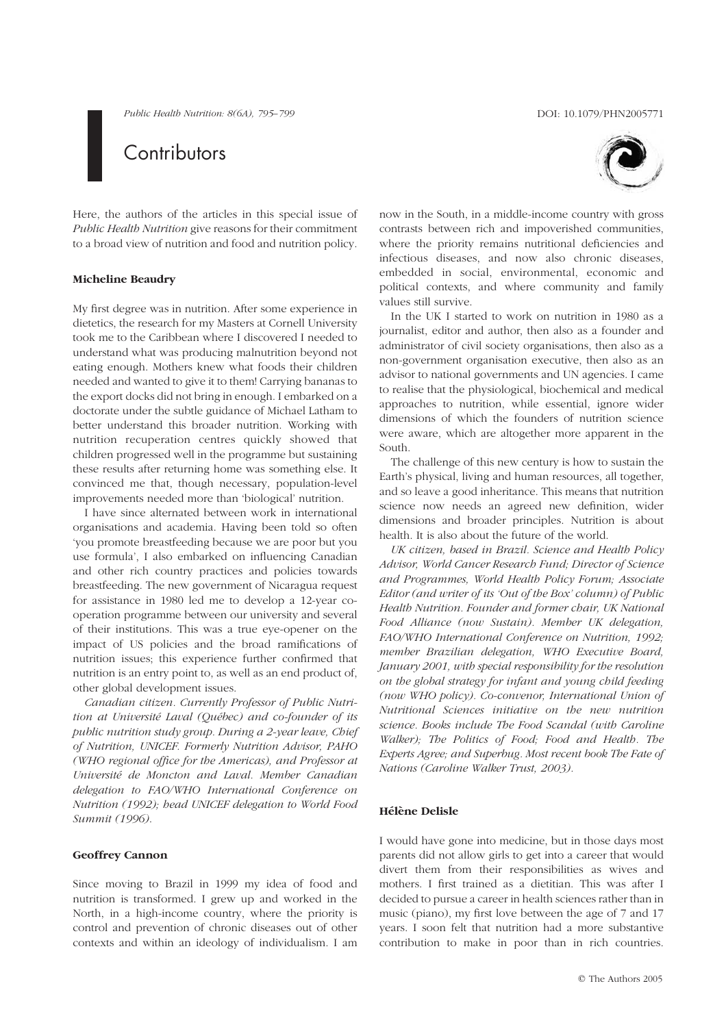# Contributors

Here, the authors of the articles in this special issue of *Public Health Nutrition* give reasons for their commitment to a broad view of nutrition and food and nutrition policy.

### Micheline Beaudry

My first degree was in nutrition. After some experience in dietetics, the research for my Masters at Cornell University took me to the Caribbean where I discovered I needed to understand what was producing malnutrition beyond not eating enough. Mothers knew what foods their children needed and wanted to give it to them! Carrying bananas to the export docks did not bring in enough. I embarked on a doctorate under the subtle guidance of Michael Latham to better understand this broader nutrition. Working with nutrition recuperation centres quickly showed that children progressed well in the programme but sustaining these results after returning home was something else. It convinced me that, though necessary, population-level improvements needed more than 'biological' nutrition.

I have since alternated between work in international organisations and academia. Having been told so often 'you promote breastfeeding because we are poor but you use formula', I also embarked on influencing Canadian and other rich country practices and policies towards breastfeeding. The new government of Nicaragua request for assistance in 1980 led me to develop a 12-year co-operation programme between our university and several of their institutions. This was a true eye-opener on the impact of US policies and the broad ramifications of nutrition issues; this experience further confirmed that nutrition is an entry point to, as well as an end product of, other global development issues.

*Canadian citizen. Currently Professor of Public Nutrition at Université Laval (Québec) and co-founder of its public nutrition study group. During a 2-year leave, Chief of Nutrition, UNICEF. Formerly Nutrition Advisor, PAHO (WHO regional office for the Americas), and Professor at Université de Moncton and Laval. Member Canadian delegation to FAO/WHO International Conference on Nutrition (1992); head UNICEF delegation to World Food Summit (1996).*

### Geoffrey Cannon

Since moving to Brazil in 1999 my idea of food and nutrition is transformed. I grew up and worked in the North, in a high-income country, where the priority is control and prevention of chronic diseases out of other contexts and within an ideology of individualism. I am now in the South, in a middle-income country with gross contrasts between rich and impoverished communities, where the priority remains nutritional deficiencies and infectious diseases, and now also chronic diseases, embedded in social, environmental, economic and political contexts, and where community and family values still survive.

In the UK I started to work on nutrition in 1980 as a journalist, editor and author, then also as a founder and administrator of civil society organisations, then also as a non-government organisation executive, then also as an advisor to national governments and UN agencies. I came to realise that the physiological, biochemical and medical approaches to nutrition, while essential, ignore wider dimensions of which the founders of nutrition science were aware, which are altogether more apparent in the South.

The challenge of this new century is how to sustain the Earth's physical, living and human resources, all together, and so leave a good inheritance. This means that nutrition science now needs an agreed new definition, wider dimensions and broader principles. Nutrition is about health. It is also about the future of the world.

*UK citizen, based in Brazil. Science and Health Policy Advisor, World Cancer Research Fund; Director of Science and Programmes, World Health Policy Forum; Associate Editor (and writer of its 'Out of the Box' column) of Public Health Nutrition. Founder and former chair, UK National Food Alliance (now Sustain). Member UK delegation, FAO/WHO International Conference on Nutrition, 1992; member Brazilian delegation, WHO Executive Board, January 2001, with special responsibility for the resolution on the global strategy for infant and young child feeding (now WHO policy). Co-convenor, International Union of Nutritional Sciences initiative on the new nutrition science. Books include The Food Scandal (with Caroline Walker); The Politics of Food; Food and Health. The Experts Agree; and Superbug. Most recent book The Fate of Nations (Caroline Walker Trust, 2003).*

### Hélène Delisle

I would have gone into medicine, but in those days most parents did not allow girls to get into a career that would divert them from their responsibilities as wives and mothers. I first trained as a dietitian. This was after I decided to pursue a career in health sciences rather than in music (piano), my first love between the age of 7 and 17 years. I soon felt that nutrition had a more substantive contribution to make in poor than in rich countries.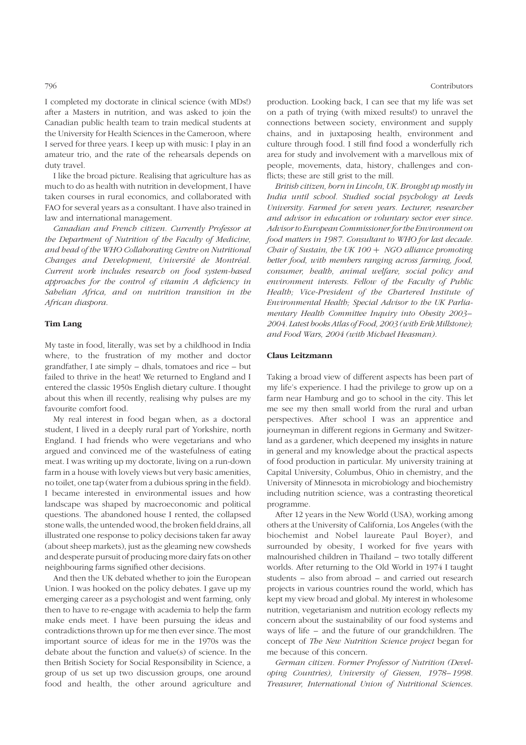I completed my doctorate in clinical science (with MDs!) after a Masters in nutrition, and was asked to join the Canadian public health team to train medical students at the University for Health Sciences in the Cameroon, where I served for three years. I keep up with music: I play in an amateur trio, and the rate of the rehearsals depends on duty travel.

I like the broad picture. Realising that agriculture has as much to do as health with nutrition in development, I have taken courses in rural economics, and collaborated with FAO for several years as a consultant. I have also trained in law and international management.

*Canadian and French citizen. Currently Professor at the Department of Nutrition of the Faculty of Medicine, and head of the WHO Collaborating Centre on Nutritional Changes and Development, Université de Montréal. Current work includes research on food system-based approaches for the control of vitamin A deficiency in Sahelian Africa, and on nutrition transition in the African diaspora.*

### Tim Lang

My taste in food, literally, was set by a childhood in India where, to the frustration of my mother and doctor grandfather, I ate simply – dhals, tomatoes and rice – but failed to thrive in the heat! We returned to England and I entered the classic 1950s English dietary culture. I thought about this when ill recently, realising why pulses are my favourite comfort food.

My real interest in food began when, as a doctoral student, I lived in a deeply rural part of Yorkshire, north England. I had friends who were vegetarians and who argued and convinced me of the wastefulness of eating meat. I was writing up my doctorate, living on a run-down farm in a house with lovely views but very basic amenities, no toilet, one tap (water from a dubious spring in the field). I became interested in environmental issues and how landscape was shaped by macroeconomic and political questions. The abandoned house I rented, the collapsed stone walls, the untended wood, the broken field drains, all illustrated one response to policy decisions taken far away (about sheep markets), just as the gleaming new cowsheds and desperate pursuit of producing more dairy fats on other neighbouring farms signified other decisions.

And then the UK debated whether to join the European Union. I was hooked on the policy debates. I gave up my emerging career as a psychologist and went farming, only then to have to re-engage with academia to help the farm make ends meet. I have been pursuing the ideas and contradictions thrown up for me then ever since. The most important source of ideas for me in the 1970s was the debate about the function and value(s) of science. In the then British Society for Social Responsibility in Science, a group of us set up two discussion groups, one around food and health, the other around agriculture and production. Looking back, I can see that my life was set on a path of trying (with mixed results!) to unravel the connections between society, environment and supply chains, and in juxtaposing health, environment and culture through food. I still find food a wonderfully rich area for study and involvement with a marvellous mix of people, movements, data, history, challenges and conflicts; these are still grist to the mill.

*British citizen, born in Lincoln, UK. Brought up mostly in India until school. Studied social psychology at Leeds University. Farmed for seven years. Lecturer, researcher and advisor in education or voluntary sector ever since. Advisor to European Commissioner for the Environment on food matters in 1987. Consultant to WHO for last decade. Chair of Sustain, the UK 100 + NGO alliance promoting better food, with members ranging across farming, food, consumer, health, animal welfare, social policy and environment interests. Fellow of the Faculty of Public Health; Vice-President of the Chartered Institute of Environmental Health; Special Advisor to the UK Parliamentary Health Committee Inquiry into Obesity 2003–2004. Latest books Atlas of Food, 2003 (with Erik Millstone); and Food Wars, 2004 (with Michael Heasman).*

### Claus Leitzmann

Taking a broad view of different aspects has been part of my life's experience. I had the privilege to grow up on a farm near Hamburg and go to school in the city. This let me see my then small world from the rural and urban perspectives. After school I was an apprentice and journeyman in different regions in Germany and Switzerland as a gardener, which deepened my insights in nature in general and my knowledge about the practical aspects of food production in particular. My university training at Capital University, Columbus, Ohio in chemistry, and the University of Minnesota in microbiology and biochemistry including nutrition science, was a contrasting theoretical programme.

After 12 years in the New World (USA), working among others at the University of California, Los Angeles (with the biochemist and Nobel laureate Paul Boyer), and surrounded by obesity, I worked for five years with malnourished children in Thailand – two totally different worlds. After returning to the Old World in 1974 I taught students – also from abroad – and carried out research projects in various countries round the world, which has kept my view broad and global. My interest in wholesome nutrition, vegetarianism and nutrition ecology reflects my concern about the sustainability of our food systems and ways of life – and the future of our grandchildren. The concept of *The New Nutrition Science project* began for me because of this concern.

*German citizen. Former Professor of Nutrition (Developing Countries), University of Giessen, 1978–1998. Treasurer, International Union of Nutritional Sciences.*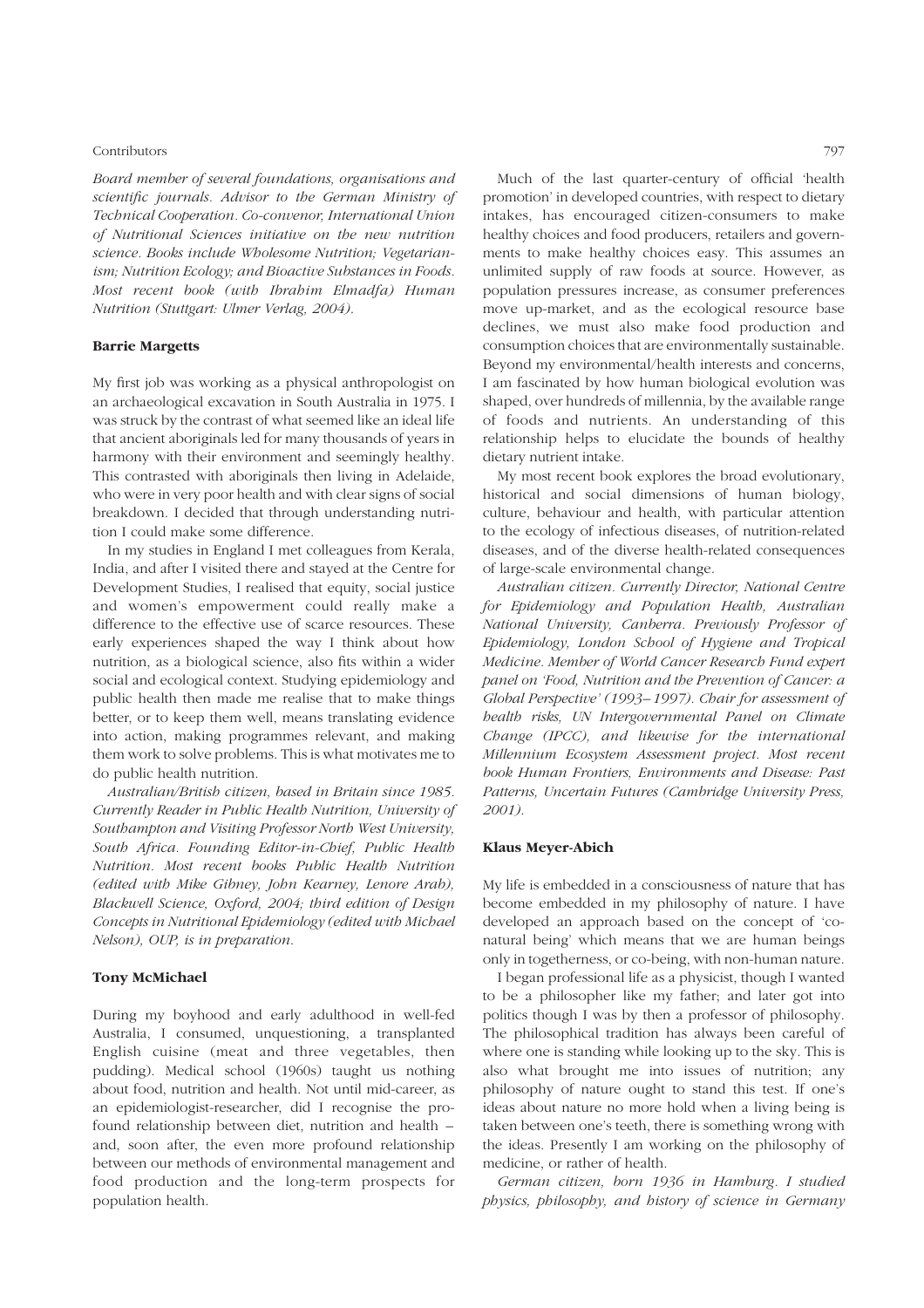*Board member of several foundations, organisations and scientific journals. Advisor to the German Ministry of Technical Cooperation. Co-convenor, International Union of Nutritional Sciences initiative on the new nutrition science. Books include Wholesome Nutrition; Vegetarianism; Nutrition Ecology; and Bioactive Substances in Foods. Most recent book (with Ibrahim Elmadfa) Human Nutrition (Stuttgart: Ulmer Verlag, 2004).*

### Barrie Margetts

My first job was working as a physical anthropologist on an archaeological excavation in South Australia in 1975. I was struck by the contrast of what seemed like an ideal life that ancient aboriginals led for many thousands of years in harmony with their environment and seemingly healthy. This contrasted with aboriginals then living in Adelaide, who were in very poor health and with clear signs of social breakdown. I decided that through understanding nutrition I could make some difference.

In my studies in England I met colleagues from Kerala, India, and after I visited there and stayed at the Centre for Development Studies, I realised that equity, social justice and women's empowerment could really make a difference to the effective use of scarce resources. These early experiences shaped the way I think about how nutrition, as a biological science, also fits within a wider social and ecological context. Studying epidemiology and public health then made me realise that to make things better, or to keep them well, means translating evidence into action, making programmes relevant, and making them work to solve problems. This is what motivates me to do public health nutrition.

*Australian/British citizen, based in Britain since 1985. Currently Reader in Public Health Nutrition, University of Southampton and Visiting Professor North West University, South Africa. Founding Editor-in-Chief, Public Health Nutrition. Most recent books Public Health Nutrition (edited with Mike Gibney, John Kearney, Lenore Arab), Blackwell Science, Oxford, 2004; third edition of Design Concepts in Nutritional Epidemiology (edited with Michael Nelson), OUP, is in preparation.*

### Tony McMichael

During my boyhood and early adulthood in well-fed Australia, I consumed, unquestioning, a transplanted English cuisine (meat and three vegetables, then pudding). Medical school (1960s) taught us nothing about food, nutrition and health. Not until mid-career, as an epidemiologist-researcher, did I recognise the profound relationship between diet, nutrition and health – and, soon after, the even more profound relationship between our methods of environmental management and food production and the long-term prospects for population health.

Much of the last quarter-century of official 'health promotion' in developed countries, with respect to dietary intakes, has encouraged citizen-consumers to make healthy choices and food producers, retailers and governments to make healthy choices easy. This assumes an unlimited supply of raw foods at source. However, as population pressures increase, as consumer preferences move up-market, and as the ecological resource base declines, we must also make food production and consumption choices that are environmentally sustainable. Beyond my environmental/health interests and concerns, I am fascinated by how human biological evolution was shaped, over hundreds of millennia, by the available range of foods and nutrients. An understanding of this relationship helps to elucidate the bounds of healthy dietary nutrient intake.

My most recent book explores the broad evolutionary, historical and social dimensions of human biology, culture, behaviour and health, with particular attention to the ecology of infectious diseases, of nutrition-related diseases, and of the diverse health-related consequences of large-scale environmental change.

*Australian citizen. Currently Director, National Centre for Epidemiology and Population Health, Australian National University, Canberra. Previously Professor of Epidemiology, London School of Hygiene and Tropical Medicine. Member of World Cancer Research Fund expert panel on 'Food, Nutrition and the Prevention of Cancer: a Global Perspective' (1993–1997). Chair for assessment of health risks, UN Intergovernmental Panel on Climate Change (IPCC), and likewise for the international Millennium Ecosystem Assessment project. Most recent book Human Frontiers, Environments and Disease: Past Patterns, Uncertain Futures (Cambridge University Press, 2001).*

### Klaus Meyer-Abich

My life is embedded in a consciousness of nature that has become embedded in my philosophy of nature. I have developed an approach based on the concept of 'co-natural being' which means that we are human beings only in togetherness, or co-being, with non-human nature.

I began professional life as a physicist, though I wanted to be a philosopher like my father; and later got into politics though I was by then a professor of philosophy. The philosophical tradition has always been careful of where one is standing while looking up to the sky. This is also what brought me into issues of nutrition; any philosophy of nature ought to stand this test. If one's ideas about nature no more hold when a living being is taken between one's teeth, there is something wrong with the ideas. Presently I am working on the philosophy of medicine, or rather of health.

*German citizen, born 1936 in Hamburg. I studied physics, philosophy, and history of science in Germany*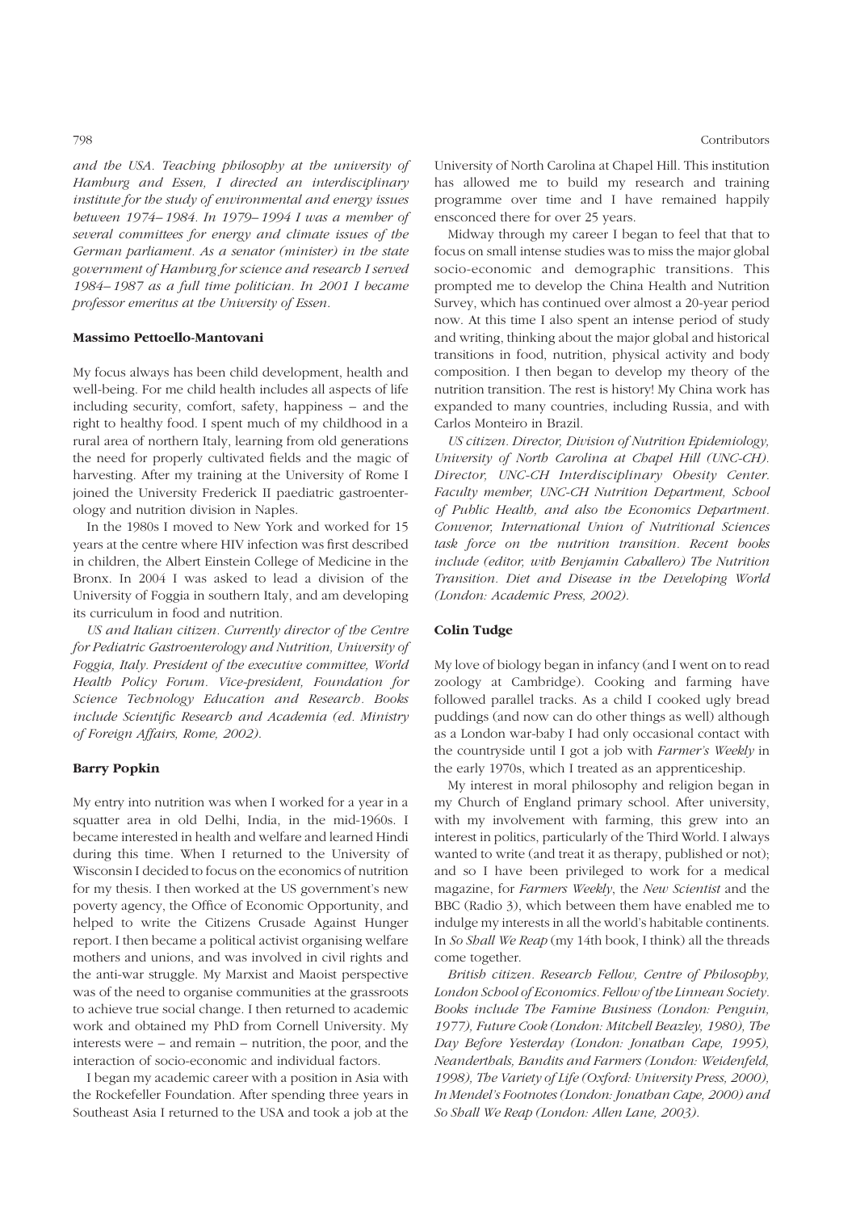*and the USA. Teaching philosophy at the university of Hamburg and Essen, I directed an interdisciplinary institute for the study of environmental and energy issues between 1974–1984. In 1979–1994 I was a member of several committees for energy and climate issues of the German parliament. As a senator (minister) in the state government of Hamburg for science and research I served 1984–1987 as a full time politician. In 2001 I became professor emeritus at the University of Essen.*

### Massimo Pettoello-Mantovani

My focus always has been child development, health and well-being. For me child health includes all aspects of life including security, comfort, safety, happiness – and the right to healthy food. I spent much of my childhood in a rural area of northern Italy, learning from old generations the need for properly cultivated fields and the magic of harvesting. After my training at the University of Rome I joined the University Frederick II paediatric gastroenterology and nutrition division in Naples.

In the 1980s I moved to New York and worked for 15 years at the centre where HIV infection was first described in children, the Albert Einstein College of Medicine in the Bronx. In 2004 I was asked to lead a division of the University of Foggia in southern Italy, and am developing its curriculum in food and nutrition.

*US and Italian citizen. Currently director of the Centre for Pediatric Gastroenterology and Nutrition, University of Foggia, Italy. President of the executive committee, World Health Policy Forum. Vice-president, Foundation for Science Technology Education and Research. Books include Scientific Research and Academia (ed. Ministry of Foreign Affairs, Rome, 2002).*

### Barry Popkin

My entry into nutrition was when I worked for a year in a squatter area in old Delhi, India, in the mid-1960s. I became interested in health and welfare and learned Hindi during this time. When I returned to the University of Wisconsin I decided to focus on the economics of nutrition for my thesis. I then worked at the US government's new poverty agency, the Office of Economic Opportunity, and helped to write the Citizens Crusade Against Hunger report. I then became a political activist organising welfare mothers and unions, and was involved in civil rights and the anti-war struggle. My Marxist and Maoist perspective was of the need to organise communities at the grassroots to achieve true social change. I then returned to academic work and obtained my PhD from Cornell University. My interests were – and remain – nutrition, the poor, and the interaction of socio-economic and individual factors.

I began my academic career with a position in Asia with the Rockefeller Foundation. After spending three years in Southeast Asia I returned to the USA and took a job at the University of North Carolina at Chapel Hill. This institution has allowed me to build my research and training programme over time and I have remained happily ensconced there for over 25 years.

Midway through my career I began to feel that that to focus on small intense studies was to miss the major global socio-economic and demographic transitions. This prompted me to develop the China Health and Nutrition Survey, which has continued over almost a 20-year period now. At this time I also spent an intense period of study and writing, thinking about the major global and historical transitions in food, nutrition, physical activity and body composition. I then began to develop my theory of the nutrition transition. The rest is history! My China work has expanded to many countries, including Russia, and with Carlos Monteiro in Brazil.

*US citizen. Director, Division of Nutrition Epidemiology, University of North Carolina at Chapel Hill (UNC-CH). Director, UNC-CH Interdisciplinary Obesity Center. Faculty member, UNC-CH Nutrition Department, School of Public Health, and also the Economics Department. Convenor, International Union of Nutritional Sciences task force on the nutrition transition. Recent books include (editor, with Benjamin Caballero) The Nutrition Transition. Diet and Disease in the Developing World (London: Academic Press, 2002).*

### Colin Tudge

My love of biology began in infancy (and I went on to read zoology at Cambridge). Cooking and farming have followed parallel tracks. As a child I cooked ugly bread puddings (and now can do other things as well) although as a London war-baby I had only occasional contact with the countryside until I got a job with *Farmer's Weekly* in the early 1970s, which I treated as an apprenticeship.

My interest in moral philosophy and religion began in my Church of England primary school. After university, with my involvement with farming, this grew into an interest in politics, particularly of the Third World. I always wanted to write (and treat it as therapy, published or not); and so I have been privileged to work for a medical magazine, for *Farmers Weekly*, the *New Scientist* and the BBC (Radio 3), which between them have enabled me to indulge my interests in all the world's habitable continents. In *So Shall We Reap* (my 14th book, I think) all the threads come together.

*British citizen. Research Fellow, Centre of Philosophy, London School of Economics. Fellow of the Linnean Society. Books include The Famine Business (London: Penguin, 1977), Future Cook (London: Mitchell Beazley, 1980), The Day Before Yesterday (London: Jonathan Cape, 1995), Neanderthals, Bandits and Farmers (London: Weidenfeld, 1998), The Variety of Life (Oxford: University Press, 2000), In Mendel's Footnotes (London: Jonathan Cape, 2000) and So Shall We Reap (London: Allen Lane, 2003).*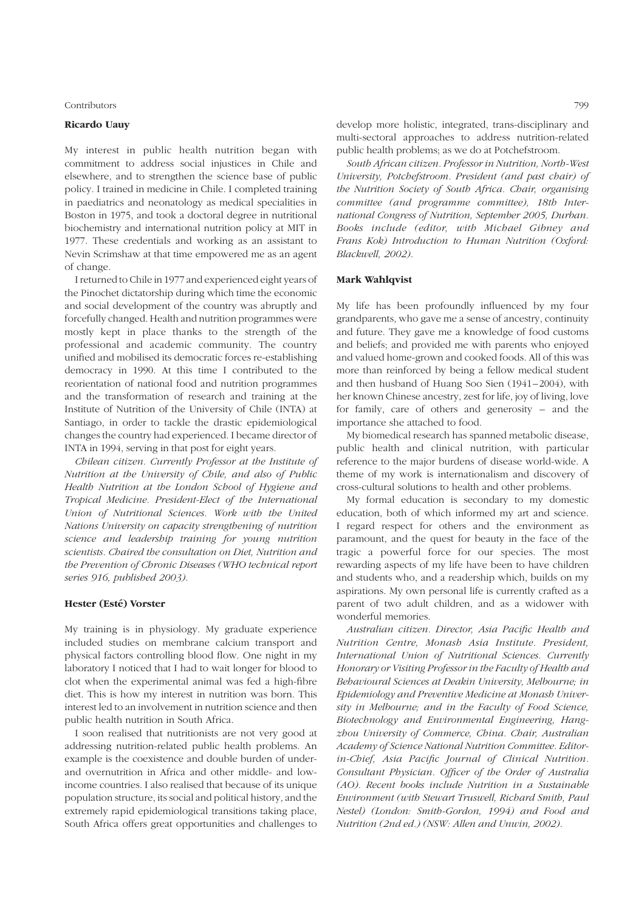### Ricardo Uauy

My interest in public health nutrition began with commitment to address social injustices in Chile and elsewhere, and to strengthen the science base of public policy. I trained in medicine in Chile. I completed training in paediatrics and neonatology as medical specialities in Boston in 1975, and took a doctoral degree in nutritional biochemistry and international nutrition policy at MIT in 1977. These credentials and working as an assistant to Nevin Scrimshaw at that time empowered me as an agent of change.

I returned to Chile in 1977 and experienced eight years of the Pinochet dictatorship during which time the economic and social development of the country was abruptly and forcefully changed. Health and nutrition programmes were mostly kept in place thanks to the strength of the professional and academic community. The country unified and mobilised its democratic forces re-establishing democracy in 1990. At this time I contributed to the reorientation of national food and nutrition programmes and the transformation of research and training at the Institute of Nutrition of the University of Chile (INTA) at Santiago, in order to tackle the drastic epidemiological changes the country had experienced. I became director of INTA in 1994, serving in that post for eight years.

*Chilean citizen. Currently Professor at the Institute of Nutrition at the University of Chile, and also of Public Health Nutrition at the London School of Hygiene and Tropical Medicine. President-Elect of the International Union of Nutritional Sciences. Work with the United Nations University on capacity strengthening of nutrition science and leadership training for young nutrition scientists. Chaired the consultation on Diet, Nutrition and the Prevention of Chronic Diseases (WHO technical report series 916, published 2003).*

### Hester (Esté) Vorster

My training is in physiology. My graduate experience included studies on membrane calcium transport and physical factors controlling blood flow. One night in my laboratory I noticed that I had to wait longer for blood to clot when the experimental animal was fed a high-fibre diet. This is how my interest in nutrition was born. This interest led to an involvement in nutrition science and then public health nutrition in South Africa.

I soon realised that nutritionists are not very good at addressing nutrition-related public health problems. An example is the coexistence and double burden of under- and overnutrition in Africa and other middle- and low-income countries. I also realised that because of its unique population structure, its social and political history, and the extremely rapid epidemiological transitions taking place, South Africa offers great opportunities and challenges to develop more holistic, integrated, trans-disciplinary and multi-sectoral approaches to address nutrition-related public health problems; as we do at Potchefstroom.

*South African citizen. Professor in Nutrition, North-West University, Potchefstroom. President (and past chair) of the Nutrition Society of South Africa. Chair, organising committee (and programme committee), 18th International Congress of Nutrition, September 2005, Durban. Books include (editor, with Michael Gibney and Frans Kok) Introduction to Human Nutrition (Oxford: Blackwell, 2002).*

### Mark Wahlqvist

My life has been profoundly influenced by my four grandparents, who gave me a sense of ancestry, continuity and future. They gave me a knowledge of food customs and beliefs; and provided me with parents who enjoyed and valued home-grown and cooked foods. All of this was more than reinforced by being a fellow medical student and then husband of Huang Soo Sien (1941–2004), with her known Chinese ancestry, zest for life, joy of living, love for family, care of others and generosity – and the importance she attached to food.

My biomedical research has spanned metabolic disease, public health and clinical nutrition, with particular reference to the major burdens of disease world-wide. A theme of my work is internationalism and discovery of cross-cultural solutions to health and other problems.

My formal education is secondary to my domestic education, both of which informed my art and science. I regard respect for others and the environment as paramount, and the quest for beauty in the face of the tragic a powerful force for our species. The most rewarding aspects of my life have been to have children and students who, and a readership which, builds on my aspirations. My own personal life is currently crafted as a parent of two adult children, and as a widower with wonderful memories.

*Australian citizen. Director, Asia Pacific Health and Nutrition Centre, Monash Asia Institute. President, International Union of Nutritional Sciences. Currently Honorary or Visiting Professor in the Faculty of Health and Behavioural Sciences at Deakin University, Melbourne; in Epidemiology and Preventive Medicine at Monash University in Melbourne; and in the Faculty of Food Science, Biotechnology and Environmental Engineering, Hangzhou University of Commerce, China. Chair, Australian Academy of Science National Nutrition Committee. Editor-in-Chief, Asia Pacific Journal of Clinical Nutrition. Consultant Physician. Officer of the Order of Australia (AO). Recent books include Nutrition in a Sustainable Environment (with Stewart Truswell, Richard Smith, Paul Nestel) (London: Smith-Gordon, 1994) and Food and Nutrition (2nd ed.) (NSW: Allen and Unwin, 2002).*